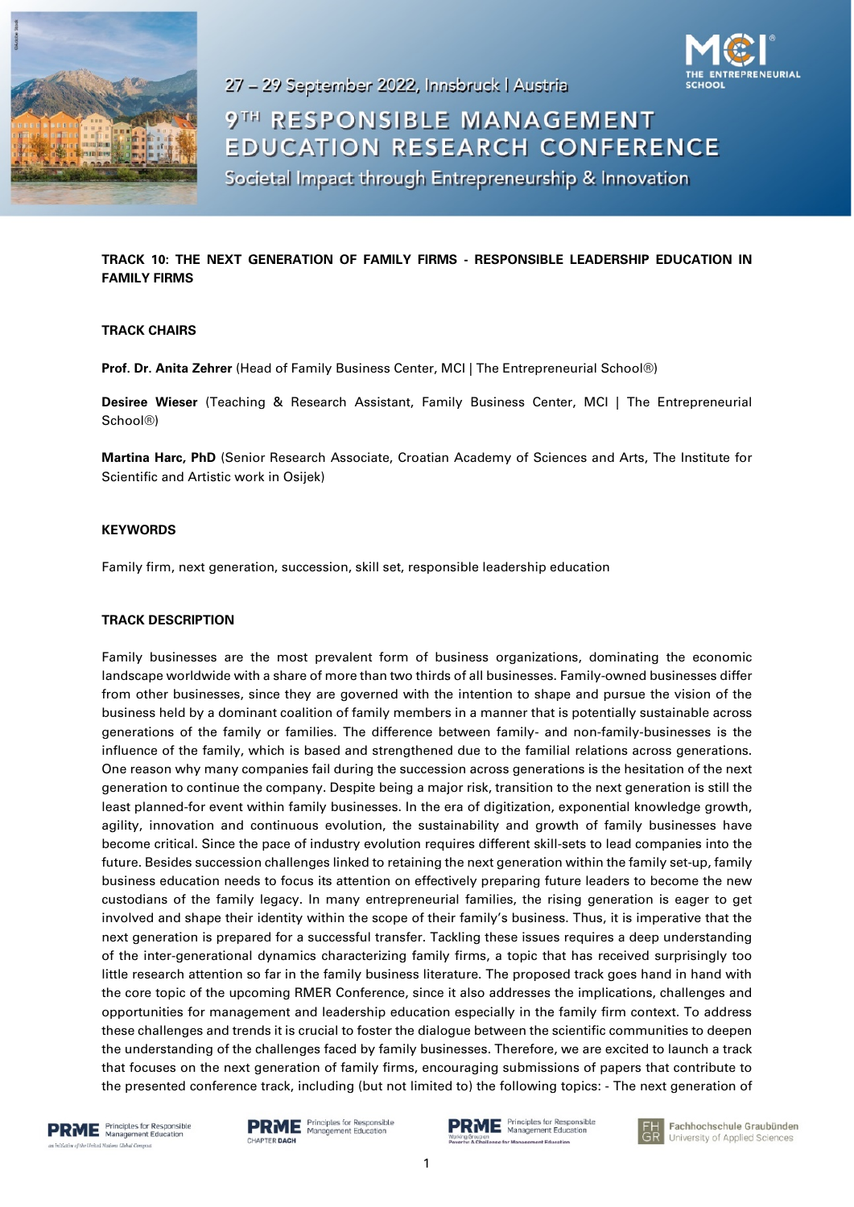27 – 29 September 2022, Innsbruck | Austria

# 9TH RESPONSIBLE MANAGEMENT EDUCATION RESEARCH CONFERENCE

Societal Impact through Entrepreneurship & Innovation

## TRACK 10: THE NEXT GENERATION OF FAMILY FIRMS - RESPONSIBLE LEADERSHIP EDUCATION IN FAMILY FIRMS

### TRACK CHAIRS

**Prof. Dr. Anita Zehrer** (Head of Family Business Center, MCI | The Entrepreneurial School®)

**Desiree Wieser** (Teaching & Research Assistant, Family Business Center, MCI | The Entrepreneurial School®)

**Martina Harc, PhD** (Senior Research Associate, Croatian Academy of Sciences and Arts, The Institute for Scientific and Artistic work in Osijek)

### KEYWORDS

Family firm, next generation, succession, skill set, responsible leadership education

### TRACK DESCRIPTION

Family businesses are the most prevalent form of business organizations, dominating the economic landscape worldwide with a share of more than two thirds of all businesses. Family-owned businesses differ from other businesses, since they are governed with the intention to shape and pursue the vision of the business held by a dominant coalition of family members in a manner that is potentially sustainable across generations of the family or families. The difference between family- and non-family-businesses is the influence of the family, which is based and strengthened due to the familial relations across generations. One reason why many companies fail during the succession across generations is the hesitation of the next generation to continue the company. Despite being a major risk, transition to the next generation is still the least planned-for event within family businesses. In the era of digitization, exponential knowledge growth, agility, innovation and continuous evolution, the sustainability and growth of family businesses have become critical. Since the pace of industry evolution requires different skill-sets to lead companies into the future. Besides succession challenges linked to retaining the next generation within the family set-up, family business education needs to focus its attention on effectively preparing future leaders to become the new custodians of the family legacy. In many entrepreneurial families, the rising generation is eager to get involved and shape their identity within the scope of their family's business. Thus, it is imperative that the next generation is prepared for a successful transfer. Tackling these issues requires a deep understanding of the inter-generational dynamics characterizing family firms, a topic that has received surprisingly too little research attention so far in the family business literature. The proposed track goes hand in hand with the core topic of the upcoming RMER Conference, since it also addresses the implications, challenges and opportunities for management and leadership education especially in the family firm context. To address these challenges and trends it is crucial to foster the dialogue between the scientific communities to deepen the understanding of the challenges faced by family businesses. Therefore, we are excited to launch a track that focuses on the next generation of family firms, encouraging submissions of papers that contribute to the presented conference track, including (but not limited to) the following topics: - The next generation of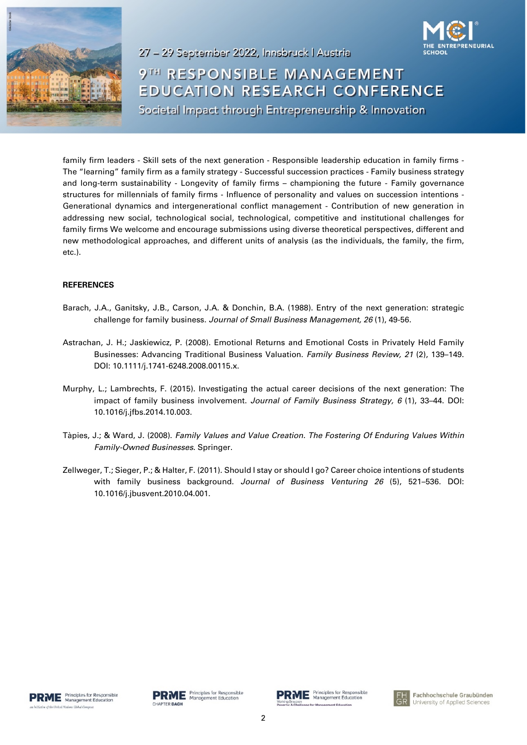family firm leaders - Skill sets of the next generation - Responsible leadership education in family firms - The "learning" family firm as a family strategy - Successful succession practices - Family business strategy and long-term sustainability - Longevity of family firms – championing the future - Family governance structures for millennials of family firms - Influence of personality and values on succession intentions - Generational dynamics and intergenerational conflict management - Contribution of new generation in addressing new social, technological social, technological, competitive and institutional challenges for family firms We welcome and encourage submissions using diverse theoretical perspectives, different and new methodological approaches, and different units of analysis (as the individuals, the family, the firm, etc.).

**REFERENCES**

Barach, J.A., Ganitsky, J.B., Carson, J.A. & Donchin, B.A. (1988). Entry of the next generation: strategic challenge for family business. *Journal of Small Business Management, 26* (1), 49-56.

Astrachan, J. H.; Jaskiewicz, P. (2008). Emotional Returns and Emotional Costs in Privately Held Family Businesses: Advancing Traditional Business Valuation. *Family Business Review, 21* (2), 139–149. DOI: 10.1111/j.1741-6248.2008.00115.x.

Murphy, L.; Lambrechts, F. (2015). Investigating the actual career decisions of the next generation: The impact of family business involvement. *Journal of Family Business Strategy, 6* (1), 33–44. DOI: 10.1016/j.jfbs.2014.10.003.

Tàpies, J.; & Ward, J. (2008). *Family Values and Value Creation. The Fostering Of Enduring Values Within Family-Owned Businesses*. Springer.

Zellweger, T.; Sieger, P.; & Halter, F. (2011). Should I stay or should I go? Career choice intentions of students with family business background. *Journal of Business Venturing 26* (5), 521–536. DOI: 10.1016/j.jbusvent.2010.04.001.